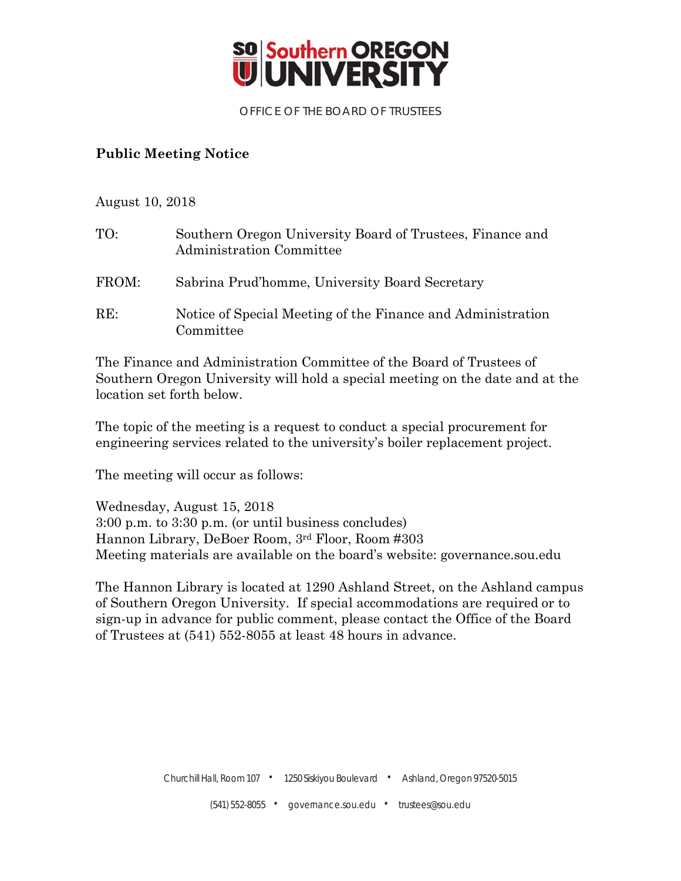Southern OREGON UNIVERSITY

OFFICE OF THE BOARD OF TRUSTEES

## Public Meeting Notice

August 10, 2018

TO: Southern Oregon University Board of Trustees, Finance and Administration Committee

FROM: Sabrina Prud'homme, University Board Secretary

RE: Notice of Special Meeting of the Finance and Administration Committee

The Finance and Administration Committee of the Board of Trustees of Southern Oregon University will hold a special meeting on the date and at the location set forth below.

The topic of the meeting is a request to conduct a special procurement for engineering services related to the university's boiler replacement project.

The meeting will occur as follows:

Wednesday, August 15, 2018
3:00 p.m. to 3:30 p.m. (or until business concludes)
Hannon Library, DeBoer Room, 3rd Floor, Room #303
Meeting materials are available on the board's website: governance.sou.edu

The Hannon Library is located at 1290 Ashland Street, on the Ashland campus of Southern Oregon University. If special accommodations are required or to sign-up in advance for public comment, please contact the Office of the Board of Trustees at (541) 552-8055 at least 48 hours in advance.

Churchill Hall, Room 107 • 1250 Siskiyou Boulevard • Ashland, Oregon 97520-5015

(541) 552-8055 • governance.sou.edu • trustees@sou.edu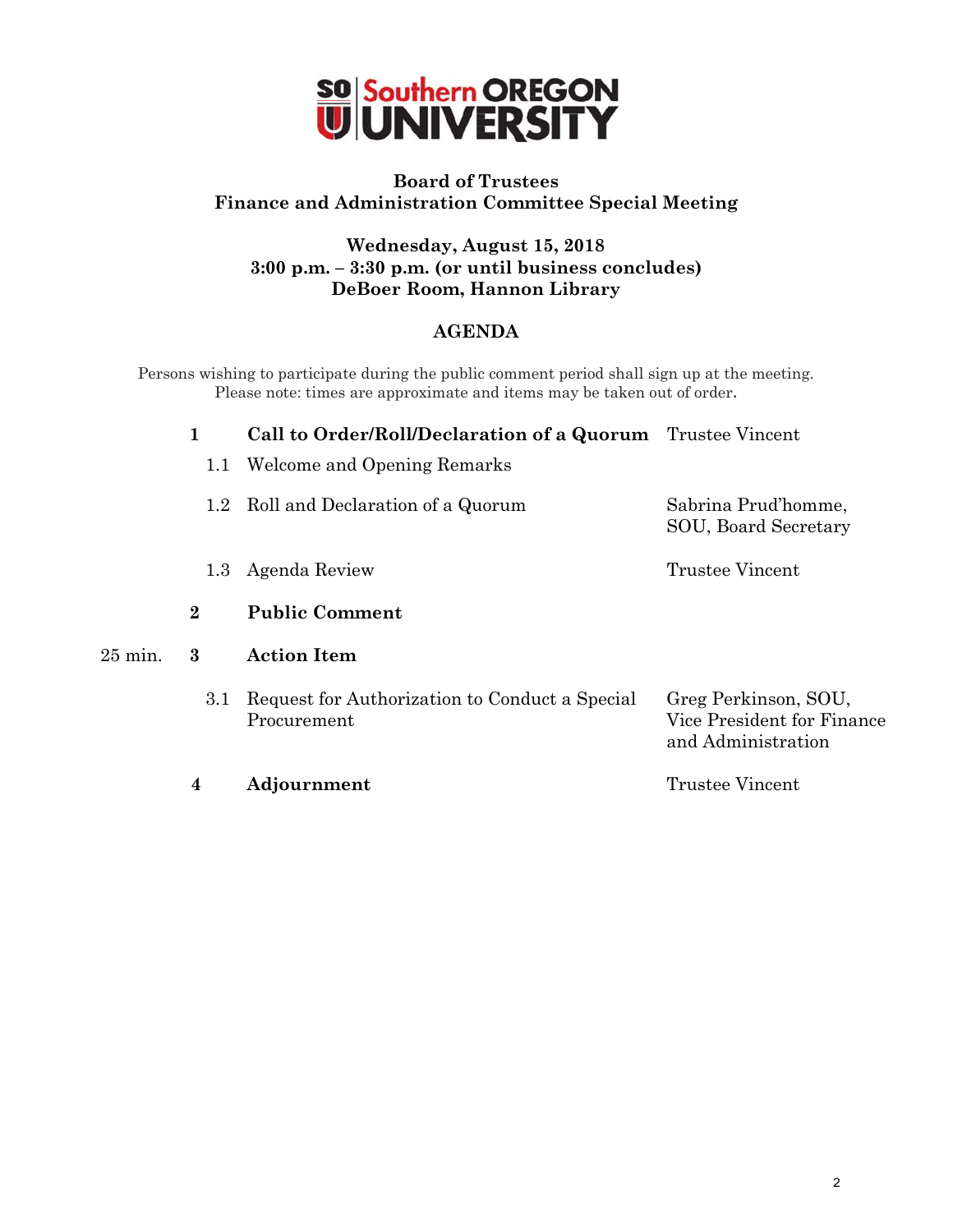# Board of Trustees
## Finance and Administration Committee Special Meeting

**Wednesday, August 15, 2018**
**3:00 p.m. – 3:30 p.m. (or until business concludes)**
**DeBoer Room, Hannon Library**

## AGENDA

Persons wishing to participate during the public comment period shall sign up at the meeting.
Please note: times are approximate and items may be taken out of order.

| | | | |
|---|---|---|---|
| | **1** | **Call to Order/Roll/Declaration of a Quorum** | Trustee Vincent |
| | 1.1 | Welcome and Opening Remarks | |
| | 1.2 | Roll and Declaration of a Quorum | Sabrina Prud'homme, SOU, Board Secretary |
| | 1.3 | Agenda Review | Trustee Vincent |
| | **2** | **Public Comment** | |
| 25 min. | **3** | **Action Item** | |
| | 3.1 | Request for Authorization to Conduct a Special Procurement | Greg Perkinson, SOU, Vice President for Finance and Administration |
| | **4** | **Adjournment** | Trustee Vincent |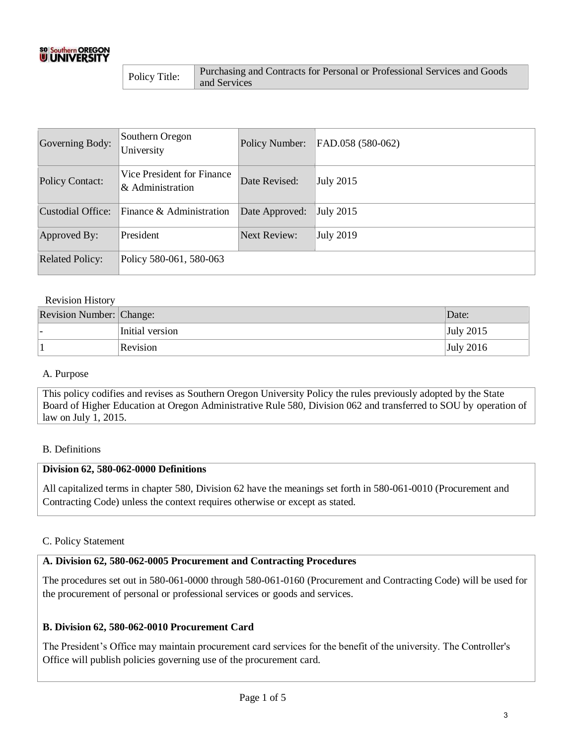Southern OREGON UNIVERSITY

| Policy Title: | Purchasing and Contracts for Personal or Professional Services and Goods and Services |
|---|---|

| | | | |
|---|---|---|---|
| Governing Body: | Southern Oregon University | Policy Number: | FAD.058 (580-062) |
| Policy Contact: | Vice President for Finance & Administration | Date Revised: | July 2015 |
| Custodial Office: | Finance & Administration | Date Approved: | July 2015 |
| Approved By: | President | Next Review: | July 2019 |
| Related Policy: | Policy 580-061, 580-063 | | |

Revision History

| Revision Number: | Change: | Date: |
|---|---|---|
| - | Initial version | July 2015 |
| 1 | Revision | July 2016 |

A. Purpose

This policy codifies and revises as Southern Oregon University Policy the rules previously adopted by the State Board of Higher Education at Oregon Administrative Rule 580, Division 062 and transferred to SOU by operation of law on July 1, 2015.

B. Definitions

**Division 62, 580-062-0000 Definitions**

All capitalized terms in chapter 580, Division 62 have the meanings set forth in 580-061-0010 (Procurement and Contracting Code) unless the context requires otherwise or except as stated.

C. Policy Statement

**A. Division 62, 580-062-0005 Procurement and Contracting Procedures**

The procedures set out in 580-061-0000 through 580-061-0160 (Procurement and Contracting Code) will be used for the procurement of personal or professional services or goods and services.

**B. Division 62, 580-062-0010 Procurement Card**

The President's Office may maintain procurement card services for the benefit of the university. The Controller's Office will publish policies governing use of the procurement card.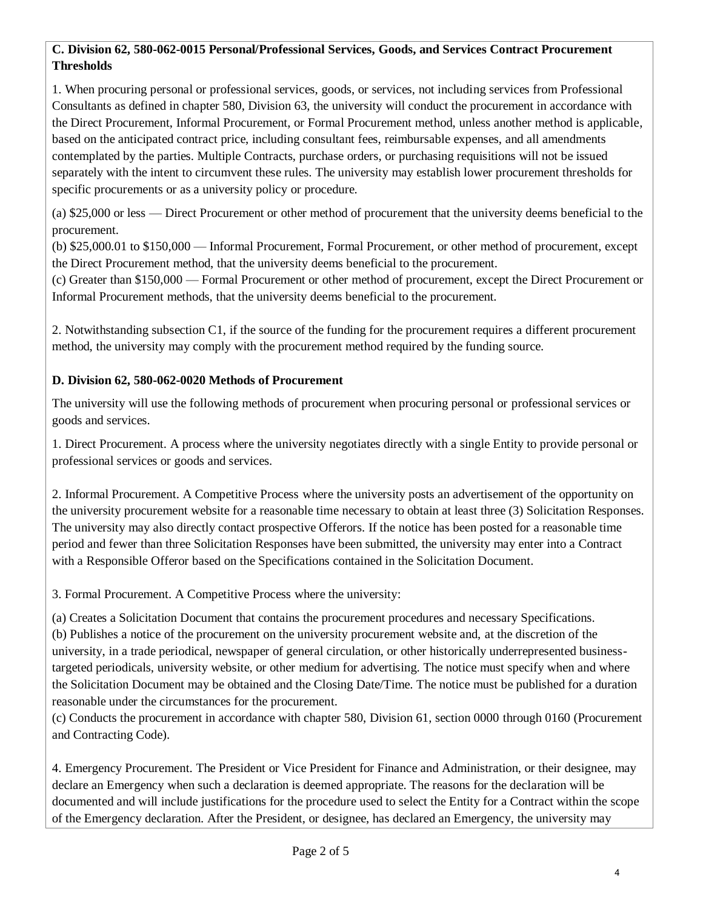**C. Division 62, 580-062-0015 Personal/Professional Services, Goods, and Services Contract Procurement Thresholds**

1. When procuring personal or professional services, goods, or services, not including services from Professional Consultants as defined in chapter 580, Division 63, the university will conduct the procurement in accordance with the Direct Procurement, Informal Procurement, or Formal Procurement method, unless another method is applicable, based on the anticipated contract price, including consultant fees, reimbursable expenses, and all amendments contemplated by the parties. Multiple Contracts, purchase orders, or purchasing requisitions will not be issued separately with the intent to circumvent these rules. The university may establish lower procurement thresholds for specific procurements or as a university policy or procedure.

(a) $25,000 or less — Direct Procurement or other method of procurement that the university deems beneficial to the procurement.
(b) $25,000.01 to $150,000 — Informal Procurement, Formal Procurement, or other method of procurement, except the Direct Procurement method, that the university deems beneficial to the procurement.
(c) Greater than $150,000 — Formal Procurement or other method of procurement, except the Direct Procurement or Informal Procurement methods, that the university deems beneficial to the procurement.

2. Notwithstanding subsection C1, if the source of the funding for the procurement requires a different procurement method, the university may comply with the procurement method required by the funding source.

**D. Division 62, 580-062-0020 Methods of Procurement**

The university will use the following methods of procurement when procuring personal or professional services or goods and services.

1. Direct Procurement. A process where the university negotiates directly with a single Entity to provide personal or professional services or goods and services.

2. Informal Procurement. A Competitive Process where the university posts an advertisement of the opportunity on the university procurement website for a reasonable time necessary to obtain at least three (3) Solicitation Responses. The university may also directly contact prospective Offerors. If the notice has been posted for a reasonable time period and fewer than three Solicitation Responses have been submitted, the university may enter into a Contract with a Responsible Offeror based on the Specifications contained in the Solicitation Document.

3. Formal Procurement. A Competitive Process where the university:

(a) Creates a Solicitation Document that contains the procurement procedures and necessary Specifications.
(b) Publishes a notice of the procurement on the university procurement website and, at the discretion of the university, in a trade periodical, newspaper of general circulation, or other historically underrepresented business-targeted periodicals, university website, or other medium for advertising. The notice must specify when and where the Solicitation Document may be obtained and the Closing Date/Time. The notice must be published for a duration reasonable under the circumstances for the procurement.
(c) Conducts the procurement in accordance with chapter 580, Division 61, section 0000 through 0160 (Procurement and Contracting Code).

4. Emergency Procurement. The President or Vice President for Finance and Administration, or their designee, may declare an Emergency when such a declaration is deemed appropriate. The reasons for the declaration will be documented and will include justifications for the procedure used to select the Entity for a Contract within the scope of the Emergency declaration. After the President, or designee, has declared an Emergency, the university may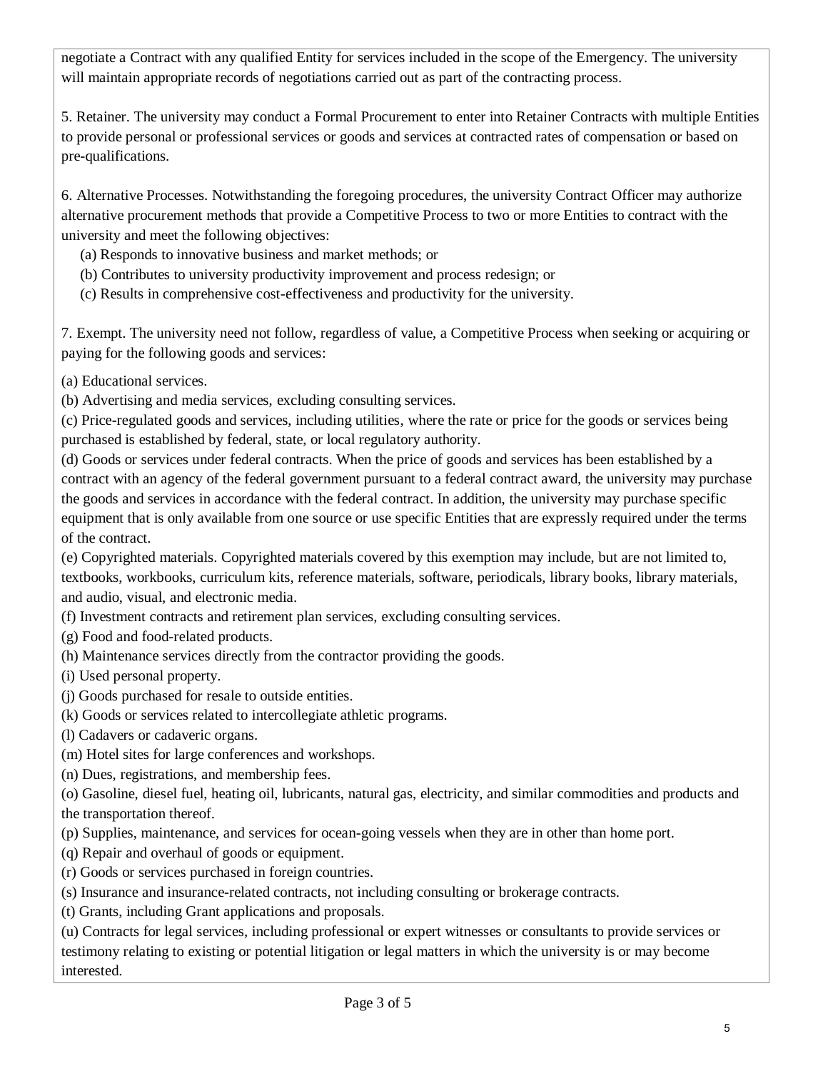negotiate a Contract with any qualified Entity for services included in the scope of the Emergency. The university will maintain appropriate records of negotiations carried out as part of the contracting process.

5. Retainer. The university may conduct a Formal Procurement to enter into Retainer Contracts with multiple Entities to provide personal or professional services or goods and services at contracted rates of compensation or based on pre-qualifications.

6. Alternative Processes. Notwithstanding the foregoing procedures, the university Contract Officer may authorize alternative procurement methods that provide a Competitive Process to two or more Entities to contract with the university and meet the following objectives:

(a) Responds to innovative business and market methods; or
(b) Contributes to university productivity improvement and process redesign; or
(c) Results in comprehensive cost-effectiveness and productivity for the university.

7. Exempt. The university need not follow, regardless of value, a Competitive Process when seeking or acquiring or paying for the following goods and services:

(a) Educational services.
(b) Advertising and media services, excluding consulting services.
(c) Price-regulated goods and services, including utilities, where the rate or price for the goods or services being purchased is established by federal, state, or local regulatory authority.
(d) Goods or services under federal contracts. When the price of goods and services has been established by a contract with an agency of the federal government pursuant to a federal contract award, the university may purchase the goods and services in accordance with the federal contract. In addition, the university may purchase specific equipment that is only available from one source or use specific Entities that are expressly required under the terms of the contract.
(e) Copyrighted materials. Copyrighted materials covered by this exemption may include, but are not limited to, textbooks, workbooks, curriculum kits, reference materials, software, periodicals, library books, library materials, and audio, visual, and electronic media.
(f) Investment contracts and retirement plan services, excluding consulting services.
(g) Food and food-related products.
(h) Maintenance services directly from the contractor providing the goods.
(i) Used personal property.
(j) Goods purchased for resale to outside entities.
(k) Goods or services related to intercollegiate athletic programs.
(l) Cadavers or cadaveric organs.
(m) Hotel sites for large conferences and workshops.
(n) Dues, registrations, and membership fees.
(o) Gasoline, diesel fuel, heating oil, lubricants, natural gas, electricity, and similar commodities and products and the transportation thereof.
(p) Supplies, maintenance, and services for ocean-going vessels when they are in other than home port.
(q) Repair and overhaul of goods or equipment.
(r) Goods or services purchased in foreign countries.
(s) Insurance and insurance-related contracts, not including consulting or brokerage contracts.
(t) Grants, including Grant applications and proposals.
(u) Contracts for legal services, including professional or expert witnesses or consultants to provide services or testimony relating to existing or potential litigation or legal matters in which the university is or may become interested.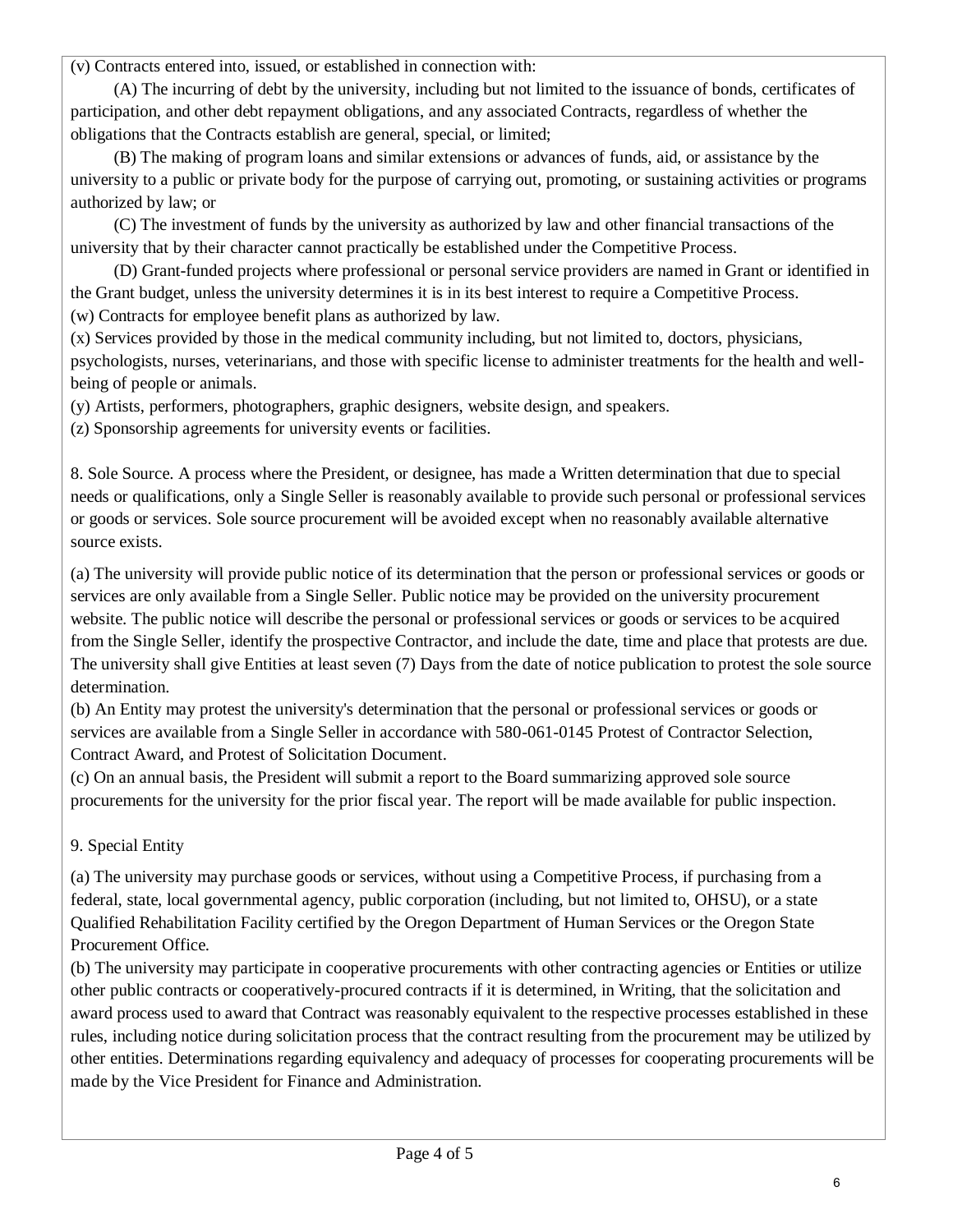(v) Contracts entered into, issued, or established in connection with:

(A) The incurring of debt by the university, including but not limited to the issuance of bonds, certificates of participation, and other debt repayment obligations, and any associated Contracts, regardless of whether the obligations that the Contracts establish are general, special, or limited;

(B) The making of program loans and similar extensions or advances of funds, aid, or assistance by the university to a public or private body for the purpose of carrying out, promoting, or sustaining activities or programs authorized by law; or

(C) The investment of funds by the university as authorized by law and other financial transactions of the university that by their character cannot practically be established under the Competitive Process.

(D) Grant-funded projects where professional or personal service providers are named in Grant or identified in the Grant budget, unless the university determines it is in its best interest to require a Competitive Process.

(w) Contracts for employee benefit plans as authorized by law.

(x) Services provided by those in the medical community including, but not limited to, doctors, physicians, psychologists, nurses, veterinarians, and those with specific license to administer treatments for the health and well-being of people or animals.

(y) Artists, performers, photographers, graphic designers, website design, and speakers.

(z) Sponsorship agreements for university events or facilities.

8. Sole Source. A process where the President, or designee, has made a Written determination that due to special needs or qualifications, only a Single Seller is reasonably available to provide such personal or professional services or goods or services. Sole source procurement will be avoided except when no reasonably available alternative source exists.

(a) The university will provide public notice of its determination that the person or professional services or goods or services are only available from a Single Seller. Public notice may be provided on the university procurement website. The public notice will describe the personal or professional services or goods or services to be acquired from the Single Seller, identify the prospective Contractor, and include the date, time and place that protests are due. The university shall give Entities at least seven (7) Days from the date of notice publication to protest the sole source determination.

(b) An Entity may protest the university's determination that the personal or professional services or goods or services are available from a Single Seller in accordance with 580-061-0145 Protest of Contractor Selection, Contract Award, and Protest of Solicitation Document.

(c) On an annual basis, the President will submit a report to the Board summarizing approved sole source procurements for the university for the prior fiscal year. The report will be made available for public inspection.

9. Special Entity

(a) The university may purchase goods or services, without using a Competitive Process, if purchasing from a federal, state, local governmental agency, public corporation (including, but not limited to, OHSU), or a state Qualified Rehabilitation Facility certified by the Oregon Department of Human Services or the Oregon State Procurement Office.

(b) The university may participate in cooperative procurements with other contracting agencies or Entities or utilize other public contracts or cooperatively-procured contracts if it is determined, in Writing, that the solicitation and award process used to award that Contract was reasonably equivalent to the respective processes established in these rules, including notice during solicitation process that the contract resulting from the procurement may be utilized by other entities. Determinations regarding equivalency and adequacy of processes for cooperating procurements will be made by the Vice President for Finance and Administration.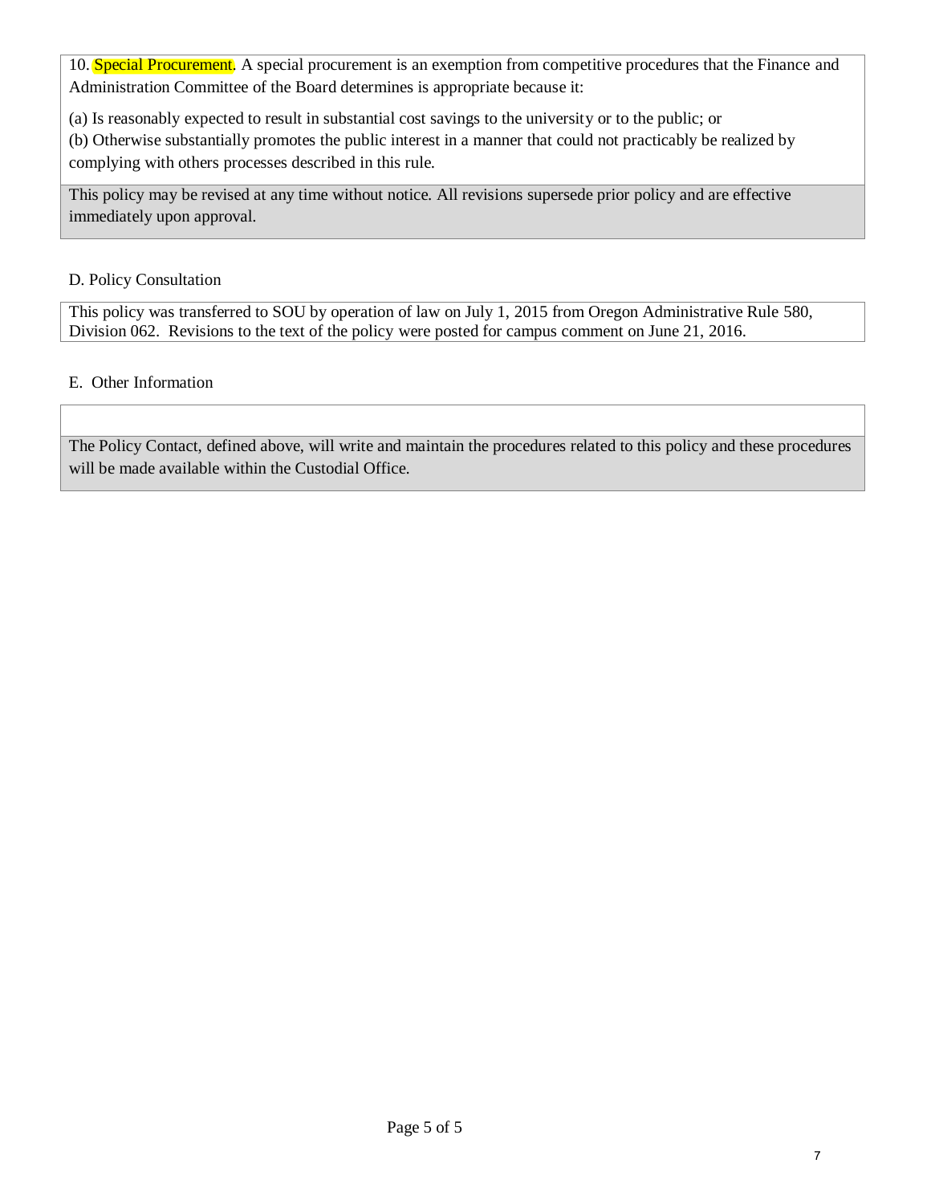10. Special Procurement. A special procurement is an exemption from competitive procedures that the Finance and Administration Committee of the Board determines is appropriate because it:

(a) Is reasonably expected to result in substantial cost savings to the university or to the public; or
(b) Otherwise substantially promotes the public interest in a manner that could not practicably be realized by complying with others processes described in this rule.

This policy may be revised at any time without notice. All revisions supersede prior policy and are effective immediately upon approval.

D. Policy Consultation

This policy was transferred to SOU by operation of law on July 1, 2015 from Oregon Administrative Rule 580, Division 062. Revisions to the text of the policy were posted for campus comment on June 21, 2016.

E. Other Information

The Policy Contact, defined above, will write and maintain the procedures related to this policy and these procedures will be made available within the Custodial Office.